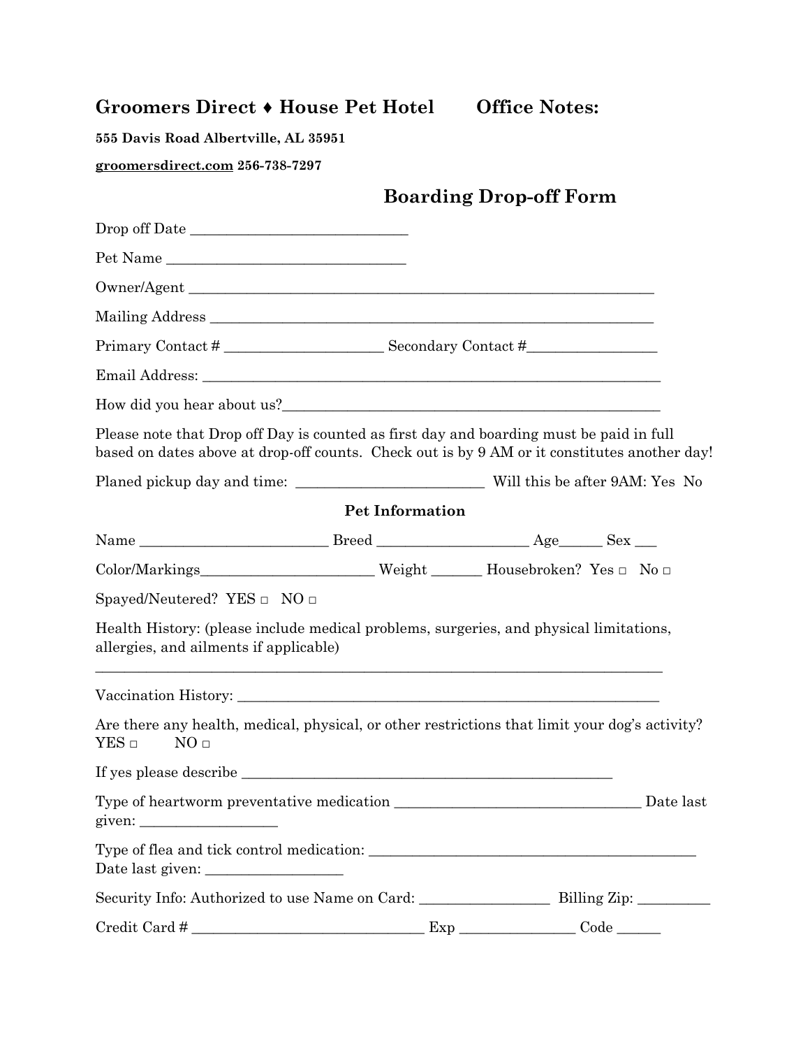# Groomers Direct ♦ House Pet Hotel    Office Notes:

**555 Davis Road Albertville, AL 35951**

**groomersdirect.com 256-738-7297**

## Boarding Drop-off Form

Drop off Date ____________________________

Pet Name ______________________________

Owner/Agent ___________________________________________________________

Mailing Address _________________________________________________________

Primary Contact # ____________________ Secondary Contact #________________

Email Address: __________________________________________________________

How did you hear about us?_______________________________________________

Please note that Drop off Day is counted as first day and boarding must be paid in full based on dates above at drop-off counts. Check out is by 9 AM or it constitutes another day!

Planed pickup day and time: _______________________ Will this be after 9AM: Yes No

### Pet Information

Name _______________________ Breed __________________ Age_____ Sex ___

Color/Markings______________________ Weight ______ Housebroken? Yes □ No □

Spayed/Neutered? YES □ NO □

Health History: (please include medical problems, surgeries, and physical limitations, allergies, and ailments if applicable)

_________________________________________________________________________

Vaccination History: _____________________________________________________

Are there any health, medical, physical, or other restrictions that limit your dog's activity? YES □ NO □

If yes please describe ______________________________________________

Type of heartworm preventative medication ______________________________ Date last given: _________________

Type of flea and tick control medication: __________________________________________ Date last given: _________________

Security Info: Authorized to use Name on Card: ________________ Billing Zip: _________

Credit Card # ______________________________ Exp ______________ Code _____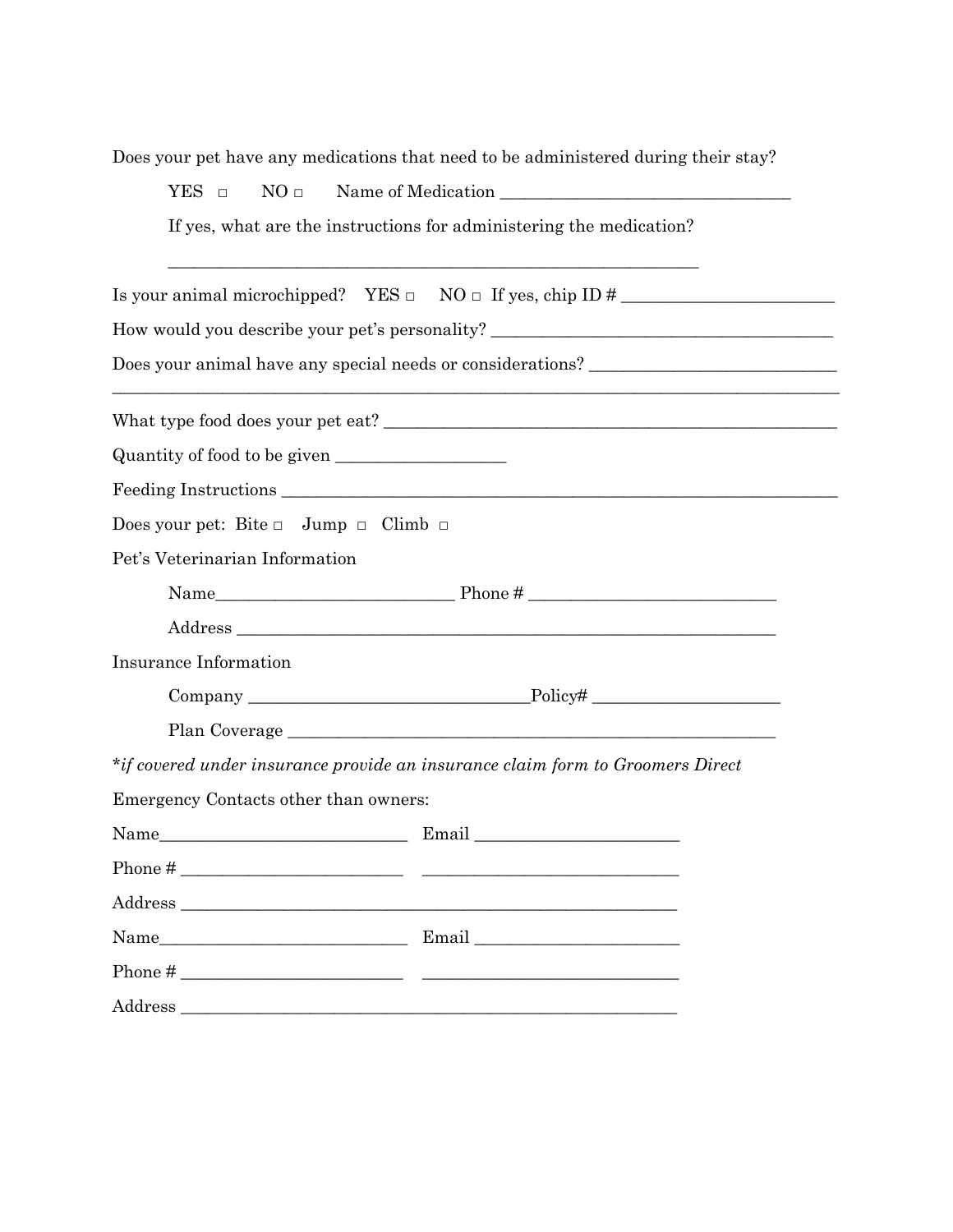Does your pet have any medications that need to be administered during their stay?

YES ▢ NO ▢ Name of Medication ________________________________

If yes, what are the instructions for administering the medication?

______________________________________________________________

Is your animal microchipped? YES ▢ NO ▢ If yes, chip ID # _______________________

How would you describe your pet's personality? ______________________________________

Does your animal have any special needs or considerations? ___________________________

_________________________________________________________________________________

What type food does your pet eat? _______________________________________________

Quantity of food to be given __________________

Feeding Instructions ______________________________________________________________

Does your pet: Bite ▢ Jump ▢ Climb ▢

Pet's Veterinarian Information

Name__________________________ Phone # ___________________________

Address ______________________________________________________________

Insurance Information

Company _______________________________Policy# ____________________

Plan Coverage _______________________________________________________

*if covered under insurance provide an insurance claim form to Groomers Direct*

Emergency Contacts other than owners:

Name___________________________ Email ______________________

Phone # ________________________ ____________________________

Address _______________________________________________________

Name___________________________ Email ______________________

Phone # ________________________ ____________________________

Address _______________________________________________________